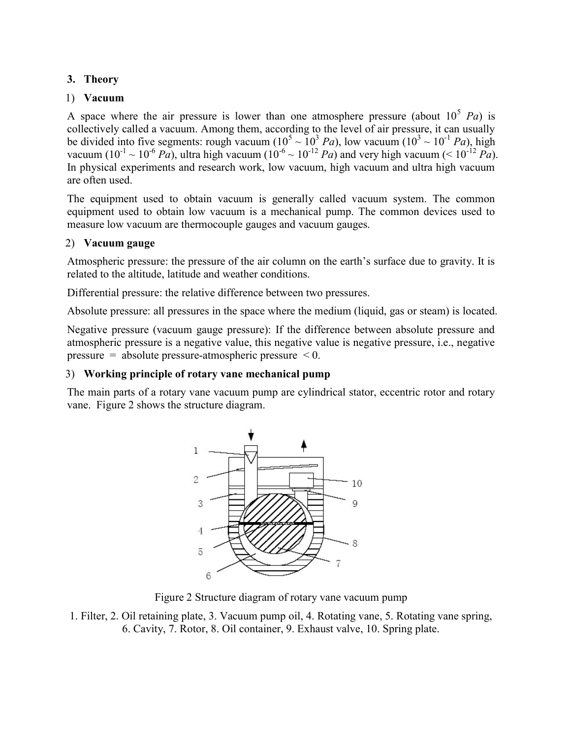## 3. Theory

### 1) Vacuum

A space where the air pressure is lower than one atmosphere pressure (about $10^5$ *Pa*) is collectively called a vacuum. Among them, according to the level of air pressure, it can usually be divided into five segments: rough vacuum ($10^5 \sim 10^3$ *Pa*), low vacuum ($10^3 \sim 10^{-1}$ *Pa*), high vacuum ($10^{-1} \sim 10^{-6}$ *Pa*), ultra high vacuum ($10^{-6} \sim 10^{-12}$ *Pa*) and very high vacuum ($< 10^{-12}$ *Pa*). In physical experiments and research work, low vacuum, high vacuum and ultra high vacuum are often used.

The equipment used to obtain vacuum is generally called vacuum system. The common equipment used to obtain low vacuum is a mechanical pump. The common devices used to measure low vacuum are thermocouple gauges and vacuum gauges.

### 2) Vacuum gauge

Atmospheric pressure: the pressure of the air column on the earth's surface due to gravity. It is related to the altitude, latitude and weather conditions.

Differential pressure: the relative difference between two pressures.

Absolute pressure: all pressures in the space where the medium (liquid, gas or steam) is located.

Negative pressure (vacuum gauge pressure): If the difference between absolute pressure and atmospheric pressure is a negative value, this negative value is negative pressure, i.e., negative pressure = absolute pressure-atmospheric pressure < 0.

### 3) Working principle of rotary vane mechanical pump

The main parts of a rotary vane vacuum pump are cylindrical stator, eccentric rotor and rotary vane. Figure 2 shows the structure diagram.

Figure 2 Structure diagram of rotary vane vacuum pump

1. Filter, 2. Oil retaining plate, 3. Vacuum pump oil, 4. Rotating vane, 5. Rotating vane spring, 6. Cavity, 7. Rotor, 8. Oil container, 9. Exhaust valve, 10. Spring plate.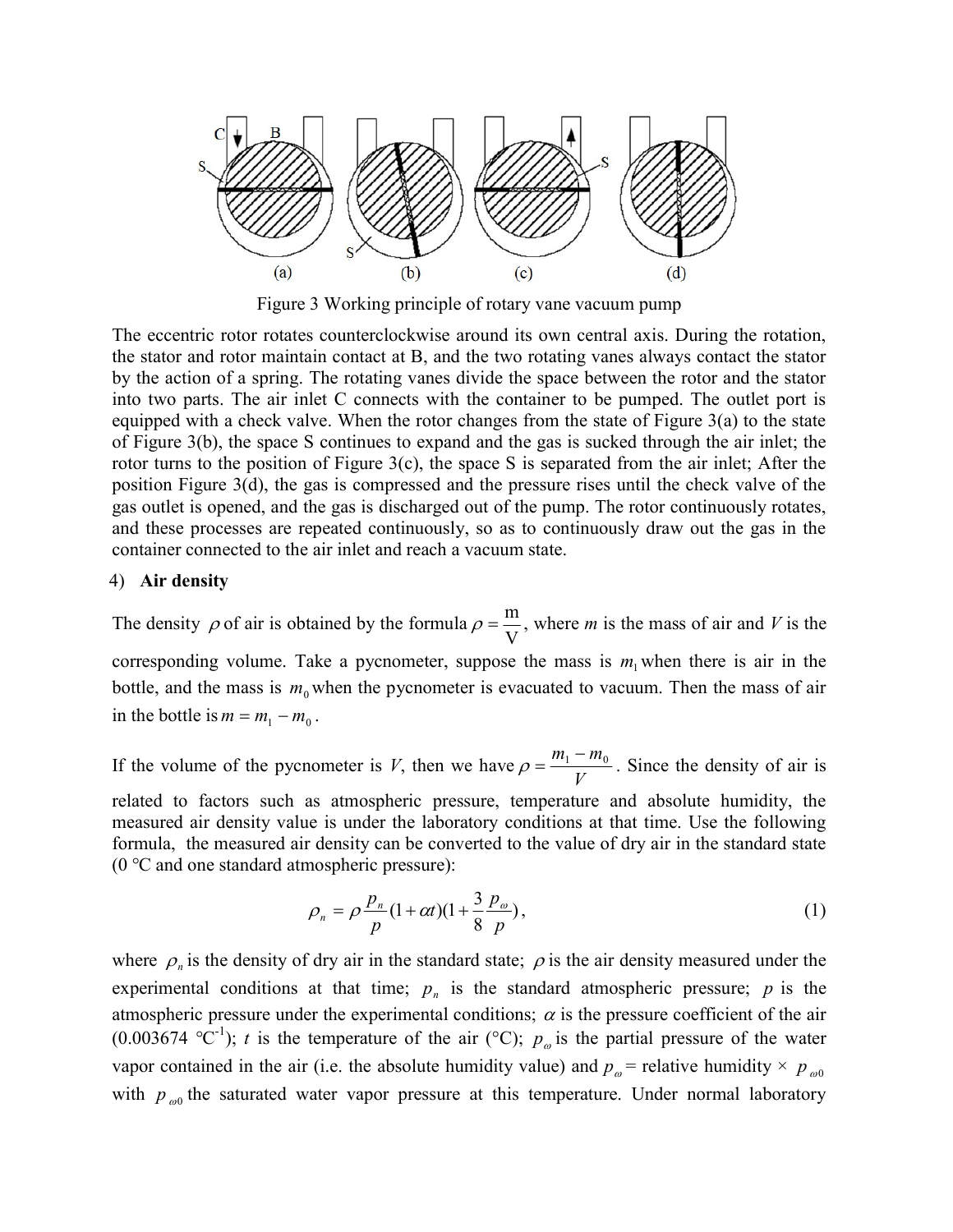Figure 3 Working principle of rotary vane vacuum pump

The eccentric rotor rotates counterclockwise around its own central axis. During the rotation, the stator and rotor maintain contact at B, and the two rotating vanes always contact the stator by the action of a spring. The rotating vanes divide the space between the rotor and the stator into two parts. The air inlet C connects with the container to be pumped. The outlet port is equipped with a check valve. When the rotor changes from the state of Figure 3(a) to the state of Figure 3(b), the space S continues to expand and the gas is sucked through the air inlet; the rotor turns to the position of Figure 3(c), the space S is separated from the air inlet; After the position Figure 3(d), the gas is compressed and the pressure rises until the check valve of the gas outlet is opened, and the gas is discharged out of the pump. The rotor continuously rotates, and these processes are repeated continuously, so as to continuously draw out the gas in the container connected to the air inlet and reach a vacuum state.

4) **Air density**

The density $\rho$ of air is obtained by the formula $\rho = \frac{m}{V}$, where *m* is the mass of air and *V* is the corresponding volume. Take a pycnometer, suppose the mass is $m_1$ when there is air in the bottle, and the mass is $m_0$ when the pycnometer is evacuated to vacuum. Then the mass of air in the bottle is $m = m_1 - m_0$.

If the volume of the pycnometer is *V*, then we have $\rho = \frac{m_1 - m_0}{V}$. Since the density of air is related to factors such as atmospheric pressure, temperature and absolute humidity, the measured air density value is under the laboratory conditions at that time. Use the following formula, the measured air density can be converted to the value of dry air in the standard state (0 °C and one standard atmospheric pressure):

$$\rho_n = \rho \frac{p_n}{p}(1+\alpha t)(1+\frac{3}{8}\frac{p_\omega}{p}), \qquad (1)$$

where $\rho_n$ is the density of dry air in the standard state; $\rho$ is the air density measured under the experimental conditions at that time; $p_n$ is the standard atmospheric pressure; $p$ is the atmospheric pressure under the experimental conditions; $\alpha$ is the pressure coefficient of the air (0.003674 °C$^{-1}$); $t$ is the temperature of the air (°C); $p_\omega$ is the partial pressure of the water vapor contained in the air (i.e. the absolute humidity value) and $p_\omega$ = relative humidity × $p_{\omega 0}$ with $p_{\omega 0}$ the saturated water vapor pressure at this temperature. Under normal laboratory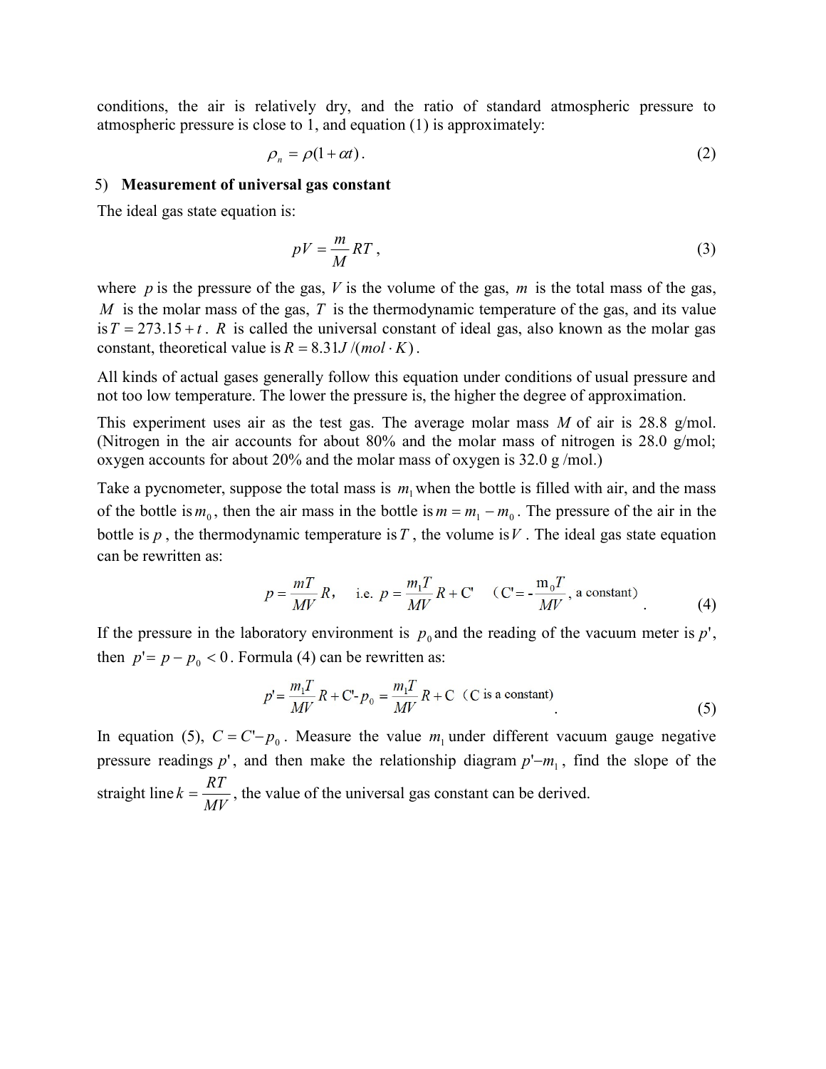conditions, the air is relatively dry, and the ratio of standard atmospheric pressure to atmospheric pressure is close to 1, and equation (1) is approximately:

$$\rho_n = \rho(1+\alpha t). \tag{2}$$

5) **Measurement of universal gas constant**

The ideal gas state equation is:

$$pV = \frac{m}{M}RT, \tag{3}$$

where $p$ is the pressure of the gas, $V$ is the volume of the gas, $m$ is the total mass of the gas, $M$ is the molar mass of the gas, $T$ is the thermodynamic temperature of the gas, and its value is $T = 273.15 + t$. $R$ is called the universal constant of ideal gas, also known as the molar gas constant, theoretical value is $R = 8.31 J/(mol \cdot K)$.

All kinds of actual gases generally follow this equation under conditions of usual pressure and not too low temperature. The lower the pressure is, the higher the degree of approximation.

This experiment uses air as the test gas. The average molar mass $M$ of air is 28.8 g/mol. (Nitrogen in the air accounts for about 80% and the molar mass of nitrogen is 28.0 g/mol; oxygen accounts for about 20% and the molar mass of oxygen is 32.0 g /mol.)

Take a pycnometer, suppose the total mass is $m_1$ when the bottle is filled with air, and the mass of the bottle is $m_0$, then the air mass in the bottle is $m = m_1 - m_0$. The pressure of the air in the bottle is $p$, the thermodynamic temperature is $T$, the volume is $V$. The ideal gas state equation can be rewritten as:

$$p = \frac{mT}{MV}R, \quad \text{i.e. } p = \frac{m_1 T}{MV}R + C' \quad \left(C' = -\frac{m_0 T}{MV}, \text{ a constant}\right). \tag{4}$$

If the pressure in the laboratory environment is $p_0$ and the reading of the vacuum meter is $p'$, then $p' = p - p_0 < 0$. Formula (4) can be rewritten as:

$$p' = \frac{m_1 T}{MV}R + C' - p_0 = \frac{m_1 T}{MV}R + C \quad (C \text{ is a constant}). \tag{5}$$

In equation (5), $C = C' - p_0$. Measure the value $m_1$ under different vacuum gauge negative pressure readings $p'$, and then make the relationship diagram $p' - m_1$, find the slope of the straight line $k = \frac{RT}{MV}$, the value of the universal gas constant can be derived.